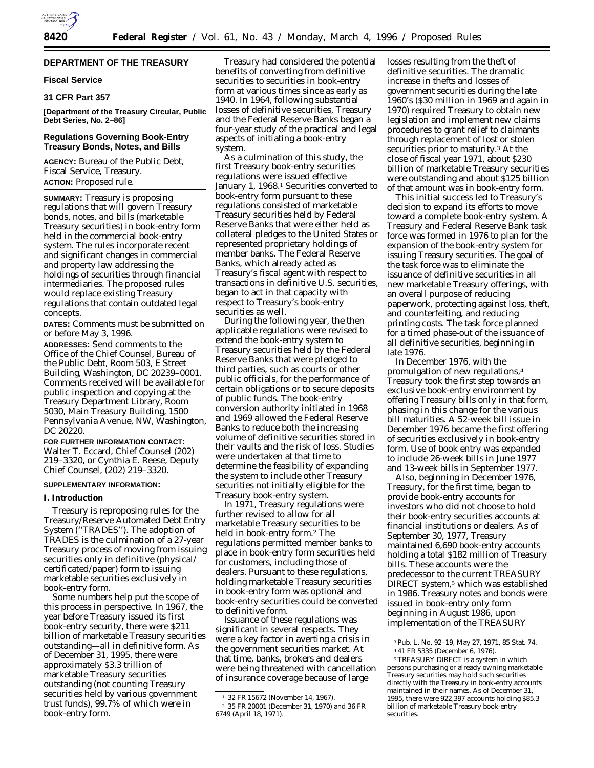## DEPARTMENT OF THE TREASURY

### Fiscal Service

### 31 CFR Part 357

**[Department of the Treasury Circular, Public Debt Series, No. 2–86]**

## Regulations Governing Book-Entry Treasury Bonds, Notes, and Bills

**AGENCY:** Bureau of the Public Debt, Fiscal Service, Treasury.

**ACTION:** Proposed rule.

---

**SUMMARY:** Treasury is proposing regulations that will govern Treasury bonds, notes, and bills (marketable Treasury securities) in book-entry form held in the commercial book-entry system. The rules incorporate recent and significant changes in commercial and property law addressing the holdings of securities through financial intermediaries. The proposed rules would replace existing Treasury regulations that contain outdated legal concepts.

**DATES:** Comments must be submitted on or before May 3, 1996.

**ADDRESSES:** Send comments to the Office of the Chief Counsel, Bureau of the Public Debt, Room 503, E Street Building, Washington, DC 20239–0001. Comments received will be available for public inspection and copying at the Treasury Department Library, Room 5030, Main Treasury Building, 1500 Pennsylvania Avenue, NW, Washington, DC 20220.

**FOR FURTHER INFORMATION CONTACT:** Walter T. Eccard, Chief Counsel (202) 219–3320, or Cynthia E. Reese, Deputy Chief Counsel, (202) 219–3320.

**SUPPLEMENTARY INFORMATION:**

### I. Introduction

Treasury is reproposing rules for the Treasury/Reserve Automated Debt Entry System ("TRADES"). The adoption of TRADES is the culmination of a 27-year Treasury process of moving from issuing securities only in definitive (physical/certificated/paper) form to issuing marketable securities exclusively in book-entry form.

Some numbers help put the scope of this process in perspective. In 1967, the year before Treasury issued its first book-entry security, there were $211 billion of marketable Treasury securities outstanding—all in definitive form. As of December 31, 1995, there were approximately $3.3 trillion of marketable Treasury securities outstanding (not counting Treasury securities held by various government trust funds), 99.7% of which were in book-entry form.

Treasury had considered the potential benefits of converting from definitive securities to securities in book-entry form at various times since as early as 1940. In 1964, following substantial losses of definitive securities, Treasury and the Federal Reserve Banks began a four-year study of the practical and legal aspects of initiating a book-entry system.

As a culmination of this study, the first Treasury book-entry securities regulations were issued effective January 1, 1968.[1] Securities converted to book-entry form pursuant to these regulations consisted of marketable Treasury securities held by Federal Reserve Banks that were either held as collateral pledges to the United States or represented proprietary holdings of member banks. The Federal Reserve Banks, which already acted as Treasury's fiscal agent with respect to transactions in definitive U.S. securities, began to act in that capacity with respect to Treasury's book-entry securities as well.

During the following year, the then applicable regulations were revised to extend the book-entry system to Treasury securities held by the Federal Reserve Banks that were pledged to third parties, such as courts or other public officials, for the performance of certain obligations or to secure deposits of public funds. The book-entry conversion authority initiated in 1968 and 1969 allowed the Federal Reserve Banks to reduce both the increasing volume of definitive securities stored in their vaults and the risk of loss. Studies were undertaken at that time to determine the feasibility of expanding the system to include other Treasury securities not initially eligible for the Treasury book-entry system.

In 1971, Treasury regulations were further revised to allow for all marketable Treasury securities to be held in book-entry form.[2] The regulations permitted member banks to place in book-entry form securities held for customers, including those of dealers. Pursuant to these regulations, holding marketable Treasury securities in book-entry form was optional and book-entry securities could be converted to definitive form.

Issuance of these regulations was significant in several respects. They were a key factor in averting a crisis in the government securities market. At that time, banks, brokers and dealers were being threatened with cancellation of insurance coverage because of large losses resulting from the theft of definitive securities. The dramatic increase in thefts and losses of government securities during the late 1960's ($30 million in 1969 and again in 1970) required Treasury to obtain new legislation and implement new claims procedures to grant relief to claimants through replacement of lost or stolen securities prior to maturity.[3] At the close of fiscal year 1971, about $230 billion of marketable Treasury securities were outstanding and about $125 billion of that amount was in book-entry form.

This initial success led to Treasury's decision to expand its efforts to move toward a complete book-entry system. A Treasury and Federal Reserve Bank task force was formed in 1976 to plan for the expansion of the book-entry system for issuing Treasury securities. The goal of the task force was to eliminate the issuance of definitive securities in all new marketable Treasury offerings, with an overall purpose of reducing paperwork, protecting against loss, theft, and counterfeiting, and reducing printing costs. The task force planned for a timed phase-out of the issuance of all definitive securities, beginning in late 1976.

In December 1976, with the promulgation of new regulations,[4] Treasury took the first step towards an exclusive book-entry environment by offering Treasury bills only in that form, phasing in this change for the various bill maturities. A 52-week bill issue in December 1976 became the first offering of securities exclusively in book-entry form. Use of book entry was expanded to include 26-week bills in June 1977 and 13-week bills in September 1977.

Also, beginning in December 1976, Treasury, for the first time, began to provide book-entry accounts for investors who did not choose to hold their book-entry securities accounts at financial institutions or dealers. As of September 30, 1977, Treasury maintained 6,690 book-entry accounts holding a total $182 million of Treasury bills. These accounts were the predecessor to the current TREASURY DIRECT system,[5] which was established in 1986. Treasury notes and bonds were issued in book-entry only form beginning in August 1986, upon implementation of the TREASURY

---

[1] 32 FR 15672 (November 14, 1967).

[2] 35 FR 20001 (December 31, 1970) and 36 FR 6749 (April 18, 1971).

[3] Pub. L. No. 92–19, May 27, 1971, 85 Stat. 74.

[4] 41 FR 5335 (December 6, 1976).

[5] TREASURY DIRECT is a system in which persons purchasing or already owning marketable Treasury securities may hold such securities directly with the Treasury in book-entry accounts maintained in their names. As of December 31, 1995, there were 922,397 accounts holding $85.3 billion of marketable Treasury book-entry securities.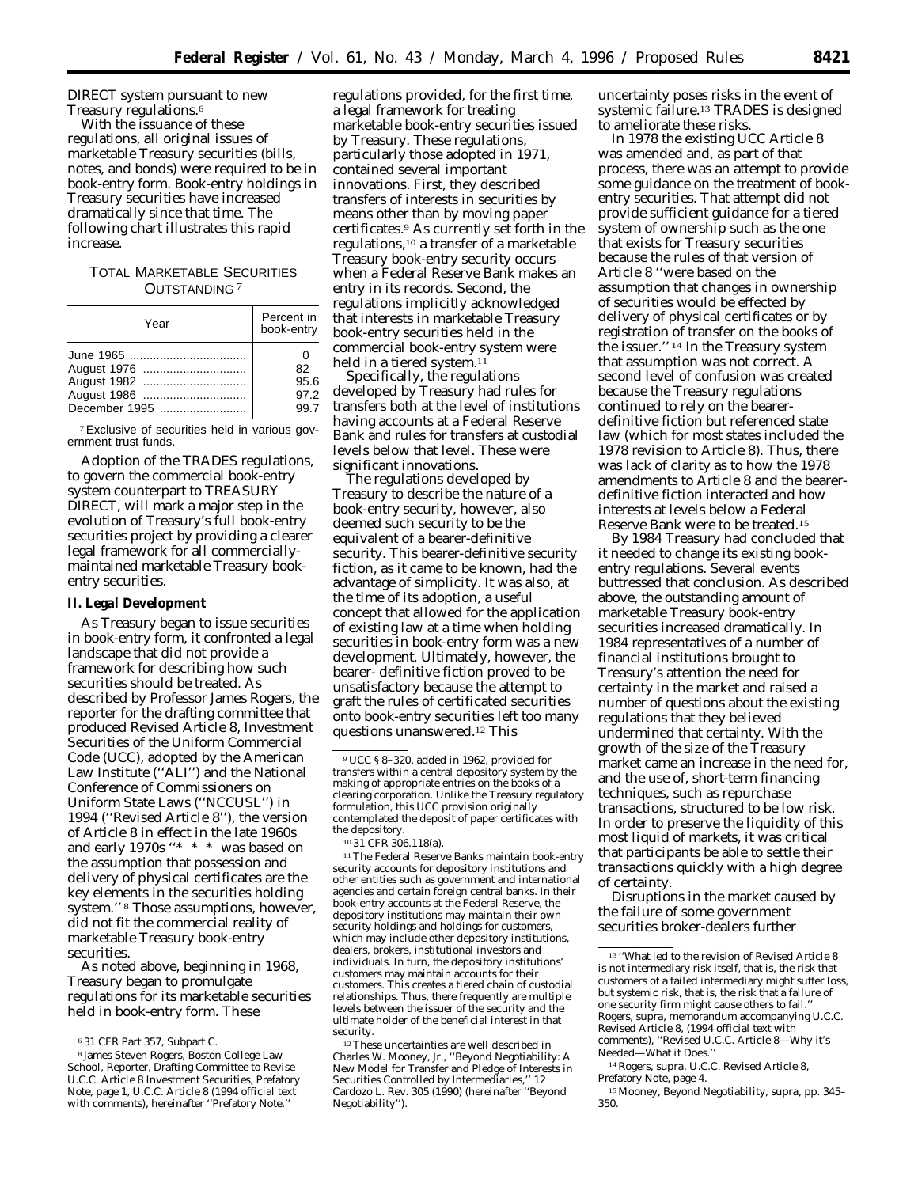DIRECT system pursuant to new Treasury regulations.[6]

With the issuance of these regulations, all original issues of marketable Treasury securities (bills, notes, and bonds) were required to be in book-entry form. Book-entry holdings in Treasury securities have increased dramatically since that time. The following chart illustrates this rapid increase.

TOTAL MARKETABLE SECURITIES OUTSTANDING [7]

| Year | Percent in book-entry |
|---|---|
| June 1965 | 0 |
| August 1976 | 82 |
| August 1982 | 95.6 |
| August 1986 | 97.2 |
| December 1995 | 99.7 |

[7] Exclusive of securities held in various government trust funds.

Adoption of the TRADES regulations, to govern the commercial book-entry system counterpart to TREASURY DIRECT, will mark a major step in the evolution of Treasury's full book-entry securities project by providing a clearer legal framework for all commercially-maintained marketable Treasury book-entry securities.

## II. Legal Development

As Treasury began to issue securities in book-entry form, it confronted a legal landscape that did not provide a framework for describing how such securities should be treated. As described by Professor James Rogers, the reporter for the drafting committee that produced Revised Article 8, Investment Securities of the Uniform Commercial Code (UCC), adopted by the American Law Institute (''ALI'') and the National Conference of Commissioners on Uniform State Laws (''NCCUSL'') in 1994 (''Revised Article 8''), the version of Article 8 in effect in the late 1960s and early 1970s ''* * * was based on the assumption that possession and delivery of physical certificates are the key elements in the securities holding system.'' [8] Those assumptions, however, did not fit the commercial reality of marketable Treasury book-entry securities.

As noted above, beginning in 1968, Treasury began to promulgate regulations for its marketable securities held in book-entry form. These regulations provided, for the first time, a legal framework for treating marketable book-entry securities issued by Treasury. These regulations, particularly those adopted in 1971, contained several important innovations. First, they described transfers of interests in securities by means other than by moving paper certificates.[9] As currently set forth in the regulations,[10] a transfer of a marketable Treasury book-entry security occurs when a Federal Reserve Bank makes an entry in its records. Second, the regulations implicitly acknowledged that interests in marketable Treasury book-entry securities held in the commercial book-entry system were held in a tiered system.[11]

Specifically, the regulations developed by Treasury had rules for transfers both at the level of institutions having accounts at a Federal Reserve Bank and rules for transfers at custodial levels below that level. These were significant innovations.

The regulations developed by Treasury to describe the nature of a book-entry security, however, also deemed such security to be the equivalent of a bearer-definitive security. This bearer-definitive security fiction, as it came to be known, had the advantage of simplicity. It was also, at the time of its adoption, a useful concept that allowed for the application of existing law at a time when holding securities in book-entry form was a new development. Ultimately, however, the bearer- definitive fiction proved to be unsatisfactory because the attempt to graft the rules of certificated securities onto book-entry securities left too many questions unanswered.[12] This uncertainty poses risks in the event of systemic failure.[13] TRADES is designed to ameliorate these risks.

In 1978 the existing UCC Article 8 was amended and, as part of that process, there was an attempt to provide some guidance on the treatment of book-entry securities. That attempt did not provide sufficient guidance for a tiered system of ownership such as the one that exists for Treasury securities because the rules of that version of Article 8 ''were based on the assumption that changes in ownership of securities would be effected by delivery of physical certificates or by registration of transfer on the books of the issuer.'' [14] In the Treasury system that assumption was not correct. A second level of confusion was created because the Treasury regulations continued to rely on the bearer-definitive fiction but referenced state law (which for most states included the 1978 revision to Article 8). Thus, there was lack of clarity as to how the 1978 amendments to Article 8 and the bearer-definitive fiction interacted and how interests at levels below a Federal Reserve Bank were to be treated.[15]

By 1984 Treasury had concluded that it needed to change its existing book-entry regulations. Several events buttressed that conclusion. As described above, the outstanding amount of marketable Treasury book-entry securities increased dramatically. In 1984 representatives of a number of financial institutions brought to Treasury's attention the need for certainty in the market and raised a number of questions about the existing regulations that they believed undermined that certainty. With the growth of the size of the Treasury market came an increase in the need for, and the use of, short-term financing techniques, such as repurchase transactions, structured to be low risk. In order to preserve the liquidity of this most liquid of markets, it was critical that participants be able to settle their transactions quickly with a high degree of certainty.

Disruptions in the market caused by the failure of some government securities broker-dealers further

---

[6] 31 CFR Part 357, Subpart C.

[8] James Steven Rogers, Boston College Law School, Reporter, Drafting Committee to Revise U.C.C. Article 8 Investment Securities, Prefatory Note, page 1, U.C.C. Article 8 (1994 official text with comments), hereinafter ''Prefatory Note.''

[9] UCC § 8–320, added in 1962, provided for transfers within a central depository system by the making of appropriate entries on the books of a clearing corporation. Unlike the Treasury regulatory formulation, this UCC provision originally contemplated the deposit of paper certificates with the depository.

[10] 31 CFR 306.118(a).

[11] The Federal Reserve Banks maintain book-entry security accounts for depository institutions and other entities such as government and international agencies and certain foreign central banks. In their book-entry accounts at the Federal Reserve, the depository institutions may maintain their own security holdings and holdings for customers, which may include other depository institutions, dealers, brokers, institutional investors and individuals. In turn, the depository institutions' customers may maintain accounts for their customers. This creates a tiered chain of custodial relationships. Thus, there frequently are multiple levels between the issuer of the security and the ultimate holder of the beneficial interest in that security.

[12] These uncertainties are well described in Charles W. Mooney, Jr., ''Beyond Negotiability: A New Model for Transfer and Pledge of Interests in Securities Controlled by Intermediaries,'' 12 Cardozo L. Rev. 305 (1990) (hereinafter ''Beyond Negotiability'').

[13] ''What led to the revision of Revised Article 8 is not intermediary risk itself, that is, the risk that customers of a failed intermediary might suffer loss, but systemic risk, that is, the risk that a failure of one security firm might cause others to fail.'' Rogers, supra, memorandum accompanying U.C.C. Revised Article 8, (1994 official text with comments), ''Revised U.C.C. Article 8—Why it's Needed—What it Does.''

[14] Rogers, supra, U.C.C. Revised Article 8, Prefatory Note, page 4.

[15] Mooney, Beyond Negotiability, supra, pp. 345–350.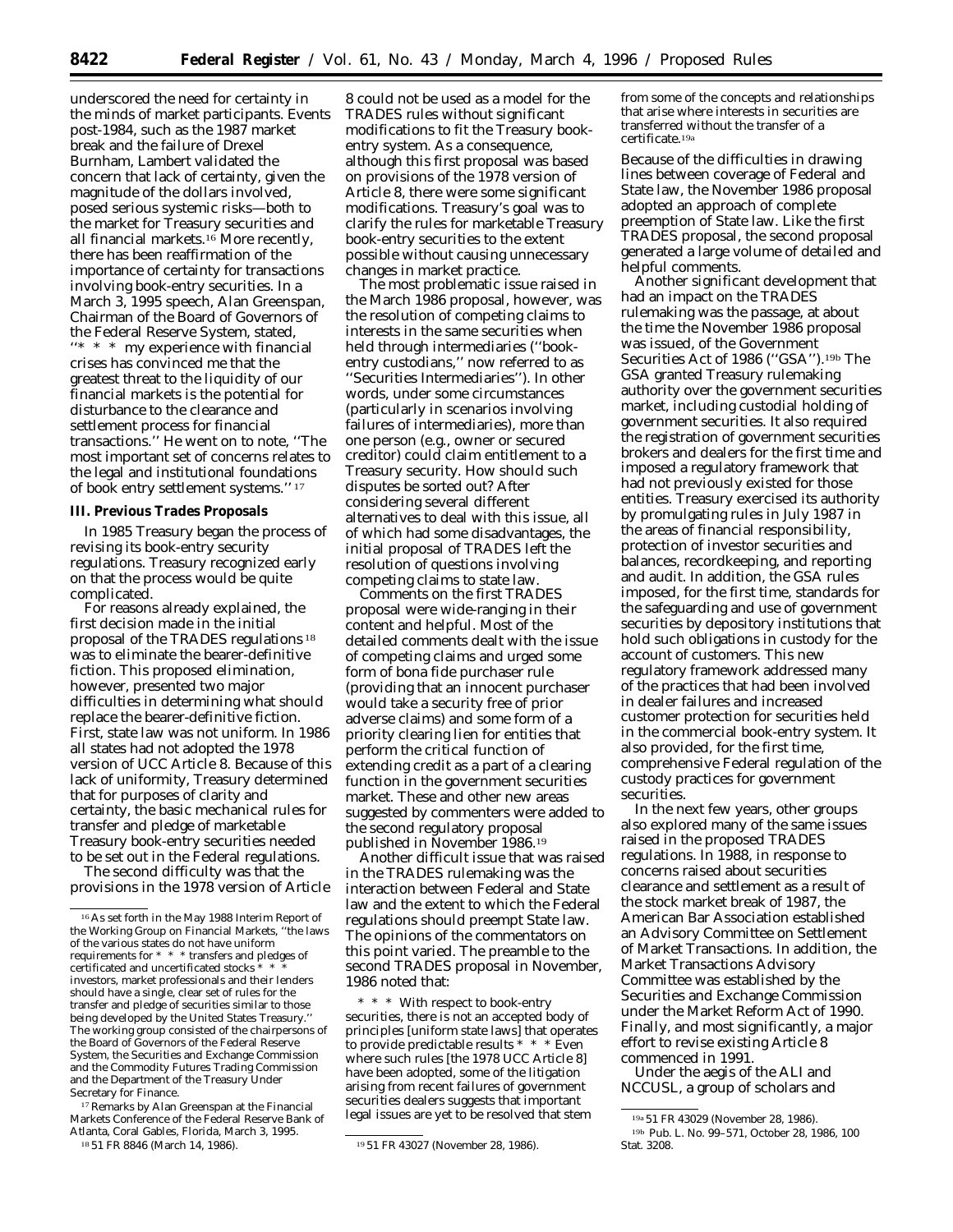underscored the need for certainty in the minds of market participants. Events post-1984, such as the 1987 market break and the failure of Drexel Burnham, Lambert validated the concern that lack of certainty, given the magnitude of the dollars involved, posed serious systemic risks—both to the market for Treasury securities and all financial markets.[16] More recently, there has been reaffirmation of the importance of certainty for transactions involving book-entry securities. In a March 3, 1995 speech, Alan Greenspan, Chairman of the Board of Governors of the Federal Reserve System, stated, ''* * * my experience with financial crises has convinced me that the greatest threat to the liquidity of our financial markets is the potential for disturbance to the clearance and settlement process for financial transactions.'' He went on to note, ''The most important set of concerns relates to the legal and institutional foundations of book entry settlement systems.''[17]

## III. Previous Trades Proposals

In 1985 Treasury began the process of revising its book-entry security regulations. Treasury recognized early on that the process would be quite complicated.

For reasons already explained, the first decision made in the initial proposal of the TRADES regulations[18] was to eliminate the bearer-definitive fiction. This proposed elimination, however, presented two major difficulties in determining what should replace the bearer-definitive fiction. First, state law was not uniform. In 1986 all states had not adopted the 1978 version of UCC Article 8. Because of this lack of uniformity, Treasury determined that for purposes of clarity and certainty, the basic mechanical rules for transfer and pledge of marketable Treasury book-entry securities needed to be set out in the Federal regulations.

The second difficulty was that the provisions in the 1978 version of Article 8 could not be used as a model for the TRADES rules without significant modifications to fit the Treasury book-entry system. As a consequence, although this first proposal was based on provisions of the 1978 version of Article 8, there were some significant modifications. Treasury's goal was to clarify the rules for marketable Treasury book-entry securities to the extent possible without causing unnecessary changes in market practice.

The most problematic issue raised in the March 1986 proposal, however, was the resolution of competing claims to interests in the same securities when held through intermediaries (''book-entry custodians,'' now referred to as ''Securities Intermediaries''). In other words, under some circumstances (particularly in scenarios involving failures of intermediaries), more than one person (*e.g.*, owner or secured creditor) could claim entitlement to a Treasury security. How should such disputes be sorted out? After considering several different alternatives to deal with this issue, all of which had some disadvantages, the initial proposal of TRADES left the resolution of questions involving competing claims to state law.

Comments on the first TRADES proposal were wide-ranging in their content and helpful. Most of the detailed comments dealt with the issue of competing claims and urged some form of bona fide purchaser rule (providing that an innocent purchaser would take a security free of prior adverse claims) and some form of a priority clearing lien for entities that perform the critical function of extending credit as a part of a clearing function in the government securities market. These and other new areas suggested by commenters were added to the second regulatory proposal published in November 1986.[19]

Another difficult issue that was raised in the TRADES rulemaking was the interaction between Federal and State law and the extent to which the Federal regulations should preempt State law. The opinions of the commentators on this point varied. The preamble to the second TRADES proposal in November, 1986 noted that:

> * * * With respect to book-entry securities, there is not an accepted body of principles [uniform state laws] that operates to provide predictable results * * * Even where such rules [the 1978 UCC Article 8] have been adopted, some of the litigation arising from recent failures of government securities dealers suggests that important legal issues are yet to be resolved that stem from some of the concepts and relationships that arise where interests in securities are transferred without the transfer of a certificate.[19a]

Because of the difficulties in drawing lines between coverage of Federal and State law, the November 1986 proposal adopted an approach of complete preemption of State law. Like the first TRADES proposal, the second proposal generated a large volume of detailed and helpful comments.

Another significant development that had an impact on the TRADES rulemaking was the passage, at about the time the November 1986 proposal was issued, of the Government Securities Act of 1986 (''GSA'').[19b] The GSA granted Treasury rulemaking authority over the government securities market, including custodial holding of government securities. It also required the registration of government securities brokers and dealers for the first time and imposed a regulatory framework that had not previously existed for those entities. Treasury exercised its authority by promulgating rules in July 1987 in the areas of financial responsibility, protection of investor securities and balances, recordkeeping, and reporting and audit. In addition, the GSA rules imposed, for the first time, standards for the safeguarding and use of government securities by depository institutions that hold such obligations in custody for the account of customers. This new regulatory framework addressed many of the practices that had been involved in dealer failures and increased customer protection for securities held in the commercial book-entry system. It also provided, for the first time, comprehensive Federal regulation of the custody practices for government securities.

In the next few years, other groups also explored many of the same issues raised in the proposed TRADES regulations. In 1988, in response to concerns raised about securities clearance and settlement as a result of the stock market break of 1987, the American Bar Association established an Advisory Committee on Settlement of Market Transactions. In addition, the Market Transactions Advisory Committee was established by the Securities and Exchange Commission under the Market Reform Act of 1990. Finally, and most significantly, a major effort to revise existing Article 8 commenced in 1991.

Under the aegis of the ALI and NCCUSL, a group of scholars and

---

[16] As set forth in the May 1988 Interim Report of the Working Group on Financial Markets, ''the laws of the various states do not have uniform requirements for * * * transfers and pledges of certificated and uncertificated stocks * * * investors, market professionals and their lenders should have a single, clear set of rules for the transfer and pledge of securities similar to those being developed by the United States Treasury.'' The working group consisted of the chairpersons of the Board of Governors of the Federal Reserve System, the Securities and Exchange Commission and the Commodity Futures Trading Commission and the Department of the Treasury Under Secretary for Finance.

[17] Remarks by Alan Greenspan at the Financial Markets Conference of the Federal Reserve Bank of Atlanta, Coral Gables, Florida, March 3, 1995.

[18] 51 FR 8846 (March 14, 1986).

[19] 51 FR 43027 (November 28, 1986).

[19a] 51 FR 43029 (November 28, 1986).

[19b] Pub. L. No. 99–571, October 28, 1986, 100 Stat. 3208.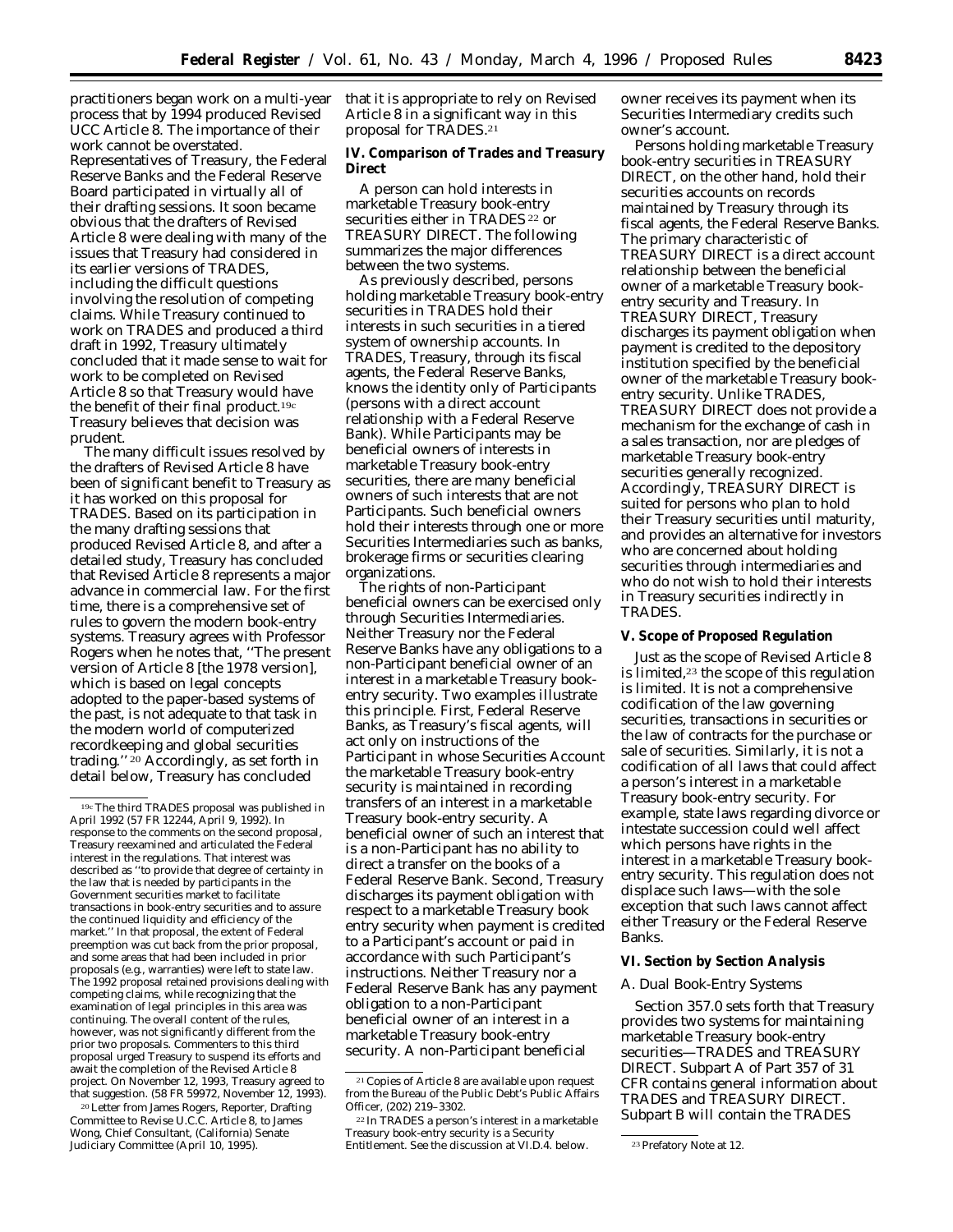practitioners began work on a multi-year process that by 1994 produced Revised UCC Article 8. The importance of their work cannot be overstated. Representatives of Treasury, the Federal Reserve Banks and the Federal Reserve Board participated in virtually all of their drafting sessions. It soon became obvious that the drafters of Revised Article 8 were dealing with many of the issues that Treasury had considered in its earlier versions of TRADES, including the difficult questions involving the resolution of competing claims. While Treasury continued to work on TRADES and produced a third draft in 1992, Treasury ultimately concluded that it made sense to wait for work to be completed on Revised Article 8 so that Treasury would have the benefit of their final product.[19c] Treasury believes that decision was prudent.

The many difficult issues resolved by the drafters of Revised Article 8 have been of significant benefit to Treasury as it has worked on this proposal for TRADES. Based on its participation in the many drafting sessions that produced Revised Article 8, and after a detailed study, Treasury has concluded that Revised Article 8 represents a major advance in commercial law. For the first time, there is a comprehensive set of rules to govern the modern book-entry systems. Treasury agrees with Professor Rogers when he notes that, ''The present version of Article 8 [the 1978 version], which is based on legal concepts adopted to the paper-based systems of the past, is not adequate to that task in the modern world of computerized recordkeeping and global securities trading.''[20] Accordingly, as set forth in detail below, Treasury has concluded that it is appropriate to rely on Revised Article 8 in a significant way in this proposal for TRADES.[21]

**IV. Comparison of Trades and Treasury Direct**

A person can hold interests in marketable Treasury book-entry securities either in TRADES[22] or TREASURY DIRECT. The following summarizes the major differences between the two systems.

As previously described, persons holding marketable Treasury book-entry securities in TRADES hold their interests in such securities in a tiered system of ownership accounts. In TRADES, Treasury, through its fiscal agents, the Federal Reserve Banks, knows the identity only of Participants (persons with a direct account relationship with a Federal Reserve Bank). While Participants may be beneficial owners of interests in marketable Treasury book-entry securities, there are many beneficial owners of such interests that are not Participants. Such beneficial owners hold their interests through one or more Securities Intermediaries such as banks, brokerage firms or securities clearing organizations.

The rights of non-Participant beneficial owners can be exercised only through Securities Intermediaries. Neither Treasury nor the Federal Reserve Banks have any obligations to a non-Participant beneficial owner of an interest in a marketable Treasury book-entry security. Two examples illustrate this principle. First, Federal Reserve Banks, as Treasury's fiscal agents, will act only on instructions of the Participant in whose Securities Account the marketable Treasury book-entry security is maintained in recording transfers of an interest in a marketable Treasury book-entry security. A beneficial owner of such an interest that is a non-Participant has no ability to direct a transfer on the books of a Federal Reserve Bank. Second, Treasury discharges its payment obligation with respect to a marketable Treasury book entry security when payment is credited to a Participant's account or paid in accordance with such Participant's instructions. Neither Treasury nor a Federal Reserve Bank has any payment obligation to a non-Participant beneficial owner of an interest in a marketable Treasury book-entry security. A non-Participant beneficial owner receives its payment when its Securities Intermediary credits such owner's account.

Persons holding marketable Treasury book-entry securities in TREASURY DIRECT, on the other hand, hold their securities accounts on records maintained by Treasury through its fiscal agents, the Federal Reserve Banks. The primary characteristic of TREASURY DIRECT is a direct account relationship between the beneficial owner of a marketable Treasury book-entry security and Treasury. In TREASURY DIRECT, Treasury discharges its payment obligation when payment is credited to the depository institution specified by the beneficial owner of the marketable Treasury book-entry security. Unlike TRADES, TREASURY DIRECT does not provide a mechanism for the exchange of cash in a sales transaction, nor are pledges of marketable Treasury book-entry securities generally recognized. Accordingly, TREASURY DIRECT is suited for persons who plan to hold their Treasury securities until maturity, and provides an alternative for investors who are concerned about holding securities through intermediaries and who do not wish to hold their interests in Treasury securities indirectly in TRADES.

**V. Scope of Proposed Regulation**

Just as the scope of Revised Article 8 is limited,[23] the scope of this regulation is limited. It is not a comprehensive codification of the law governing securities, transactions in securities or the law of contracts for the purchase or sale of securities. Similarly, it is not a codification of all laws that could affect a person's interest in a marketable Treasury book-entry security. For example, state laws regarding divorce or intestate succession could well affect which persons have rights in the interest in a marketable Treasury book-entry security. This regulation does not displace such laws—with the sole exception that such laws cannot affect either Treasury or the Federal Reserve Banks.

**VI. Section by Section Analysis**

*A. Dual Book-Entry Systems*

Section 357.0 sets forth that Treasury provides two systems for maintaining marketable Treasury book-entry securities—TRADES and TREASURY DIRECT. Subpart A of Part 357 of 31 CFR contains general information about TRADES and TREASURY DIRECT. Subpart B will contain the TRADES

---

[19c] The third TRADES proposal was published in April 1992 (57 FR 12244, April 9, 1992). In response to the comments on the second proposal, Treasury reexamined and articulated the Federal interest in the regulations. That interest was described as ''to provide that degree of certainty in the law that is needed by participants in the Government securities market to facilitate transactions in book-entry securities and to assure the continued liquidity and efficiency of the market.'' In that proposal, the extent of Federal preemption was cut back from the prior proposal, and some areas that had been included in prior proposals (e.g., warranties) were left to state law. The 1992 proposal retained provisions dealing with competing claims, while recognizing that the examination of legal principles in this area was continuing. The overall content of the rules, however, was not significantly different from the prior two proposals. Commenters to this third proposal urged Treasury to suspend its efforts and await the completion of the Revised Article 8 project. On November 12, 1993, Treasury agreed to that suggestion. (58 FR 59972, November 12, 1993).

[20] Letter from James Rogers, Reporter, Drafting Committee to Revise U.C.C. Article 8, to James Wong, Chief Consultant, (California) Senate Judiciary Committee (April 10, 1995).

[21] Copies of Article 8 are available upon request from the Bureau of the Public Debt's Public Affairs Officer, (202) 219–3302.

[22] In TRADES a person's interest in a marketable Treasury book-entry security is a Security Entitlement. See the discussion at VI.D.4. below.

[23] Prefatory Note at 12.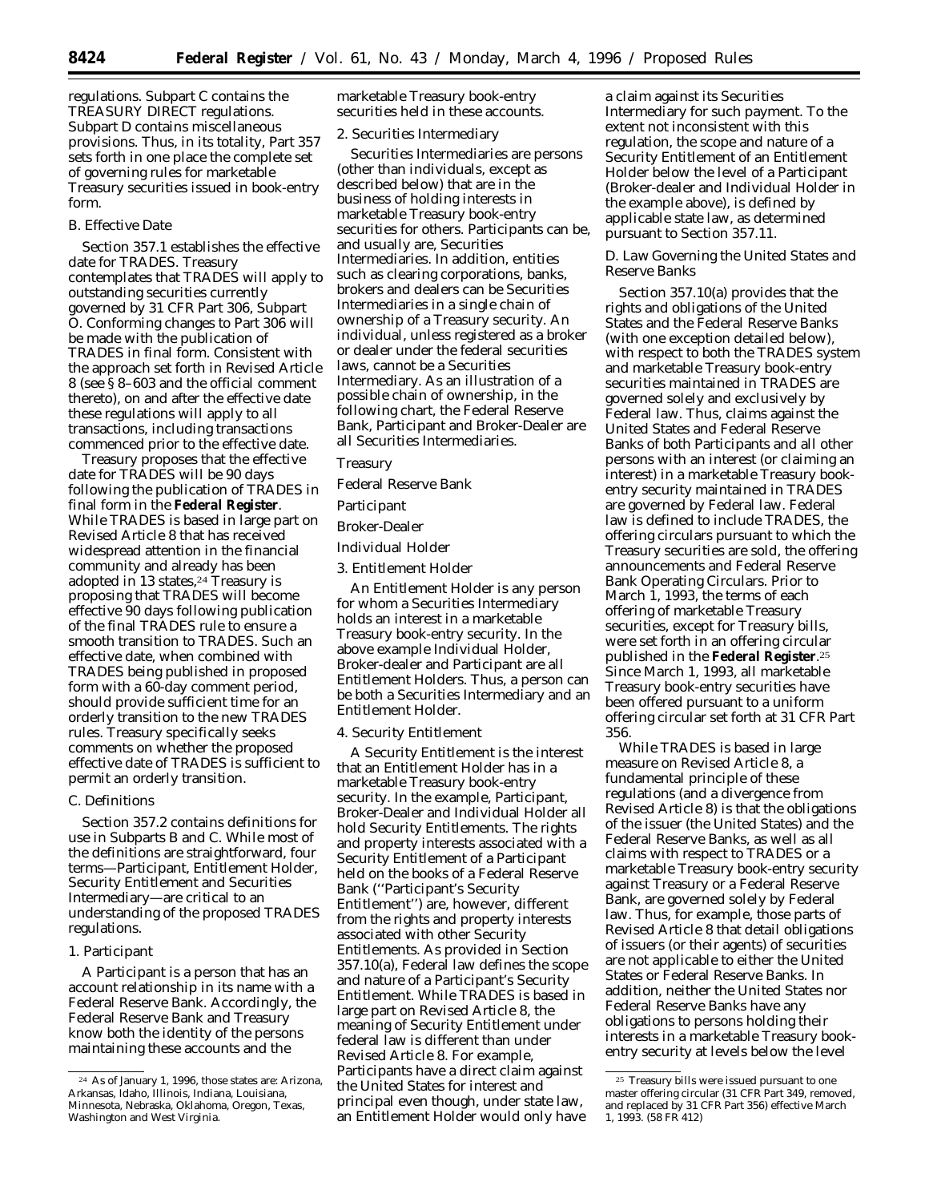regulations. Subpart C contains the TREASURY DIRECT regulations. Subpart D contains miscellaneous provisions. Thus, in its totality, Part 357 sets forth in one place the complete set of governing rules for marketable Treasury securities issued in book-entry form.

### B. Effective Date

Section 357.1 establishes the effective date for TRADES. Treasury contemplates that TRADES will apply to outstanding securities currently governed by 31 CFR Part 306, Subpart O. Conforming changes to Part 306 will be made with the publication of TRADES in final form. Consistent with the approach set forth in Revised Article 8 (see § 8–603 and the official comment thereto), on and after the effective date these regulations will apply to all transactions, including transactions commenced prior to the effective date.

Treasury proposes that the effective date for TRADES will be 90 days following the publication of TRADES in final form in the **Federal Register**. While TRADES is based in large part on Revised Article 8 that has received widespread attention in the financial community and already has been adopted in 13 states,[24] Treasury is proposing that TRADES will become effective 90 days following publication of the final TRADES rule to ensure a smooth transition to TRADES. Such an effective date, when combined with TRADES being published in proposed form with a 60-day comment period, should provide sufficient time for an orderly transition to the new TRADES rules. Treasury specifically seeks comments on whether the proposed effective date of TRADES is sufficient to permit an orderly transition.

### C. Definitions

Section 357.2 contains definitions for use in Subparts B and C. While most of the definitions are straightforward, four terms—Participant, Entitlement Holder, Security Entitlement and Securities Intermediary—are critical to an understanding of the proposed TRADES regulations.

#### 1. Participant

A Participant is a person that has an account relationship in its name with a Federal Reserve Bank. Accordingly, the Federal Reserve Bank and Treasury know both the identity of the persons maintaining these accounts and the marketable Treasury book-entry securities held in these accounts.

#### 2. Securities Intermediary

Securities Intermediaries are persons (other than individuals, except as described below) that are in the business of holding interests in marketable Treasury book-entry securities for others. Participants can be, and usually are, Securities Intermediaries. In addition, entities such as clearing corporations, banks, brokers and dealers can be Securities Intermediaries in a single chain of ownership of a Treasury security. An individual, unless registered as a broker or dealer under the federal securities laws, cannot be a Securities Intermediary. As an illustration of a possible chain of ownership, in the following chart, the Federal Reserve Bank, Participant and Broker-Dealer are all Securities Intermediaries.

Treasury

Federal Reserve Bank

Participant

Broker-Dealer

Individual Holder

#### 3. Entitlement Holder

An Entitlement Holder is any person for whom a Securities Intermediary holds an interest in a marketable Treasury book-entry security. In the above example Individual Holder, Broker-dealer and Participant are all Entitlement Holders. Thus, a person can be both a Securities Intermediary and an Entitlement Holder.

#### 4. Security Entitlement

A Security Entitlement is the interest that an Entitlement Holder has in a marketable Treasury book-entry security. In the example, Participant, Broker-Dealer and Individual Holder all hold Security Entitlements. The rights and property interests associated with a Security Entitlement of a Participant held on the books of a Federal Reserve Bank (''Participant's Security Entitlement'') are, however, different from the rights and property interests associated with other Security Entitlements. As provided in Section 357.10(a), Federal law defines the scope and nature of a Participant's Security Entitlement. While TRADES is based in large part on Revised Article 8, the meaning of Security Entitlement under federal law is different than under Revised Article 8. For example, Participants have a direct claim against the United States for interest and principal even though, under state law, an Entitlement Holder would only have a claim against its Securities Intermediary for such payment. To the extent not inconsistent with this regulation, the scope and nature of a Security Entitlement of an Entitlement Holder below the level of a Participant (Broker-dealer and Individual Holder in the example above), is defined by applicable state law, as determined pursuant to Section 357.11.

### D. Law Governing the United States and Reserve Banks

Section 357.10(a) provides that the rights and obligations of the United States and the Federal Reserve Banks (with one exception detailed below), with respect to both the TRADES system and marketable Treasury book-entry securities maintained in TRADES are governed solely and exclusively by Federal law. Thus, claims against the United States and Federal Reserve Banks of both Participants and all other persons with an interest (or claiming an interest) in a marketable Treasury book-entry security maintained in TRADES are governed by Federal law. Federal law is defined to include TRADES, the offering circulars pursuant to which the Treasury securities are sold, the offering announcements and Federal Reserve Bank Operating Circulars. Prior to March 1, 1993, the terms of each offering of marketable Treasury securities, except for Treasury bills, were set forth in an offering circular published in the **Federal Register**.[25] Since March 1, 1993, all marketable Treasury book-entry securities have been offered pursuant to a uniform offering circular set forth at 31 CFR Part 356.

While TRADES is based in large measure on Revised Article 8, a fundamental principle of these regulations (and a divergence from Revised Article 8) is that the obligations of the issuer (the United States) and the Federal Reserve Banks, as well as all claims with respect to TRADES or a marketable Treasury book-entry security against Treasury or a Federal Reserve Bank, are governed solely by Federal law. Thus, for example, those parts of Revised Article 8 that detail obligations of issuers (or their agents) of securities are not applicable to either the United States or Federal Reserve Banks. In addition, neither the United States nor Federal Reserve Banks have any obligations to persons holding their interests in a marketable Treasury book-entry security at levels below the level

---

[24] As of January 1, 1996, those states are: Arizona, Arkansas, Idaho, Illinois, Indiana, Louisiana, Minnesota, Nebraska, Oklahoma, Oregon, Texas, Washington and West Virginia.

[25] Treasury bills were issued pursuant to one master offering circular (31 CFR Part 349, removed, and replaced by 31 CFR Part 356) effective March 1, 1993. (58 FR 412)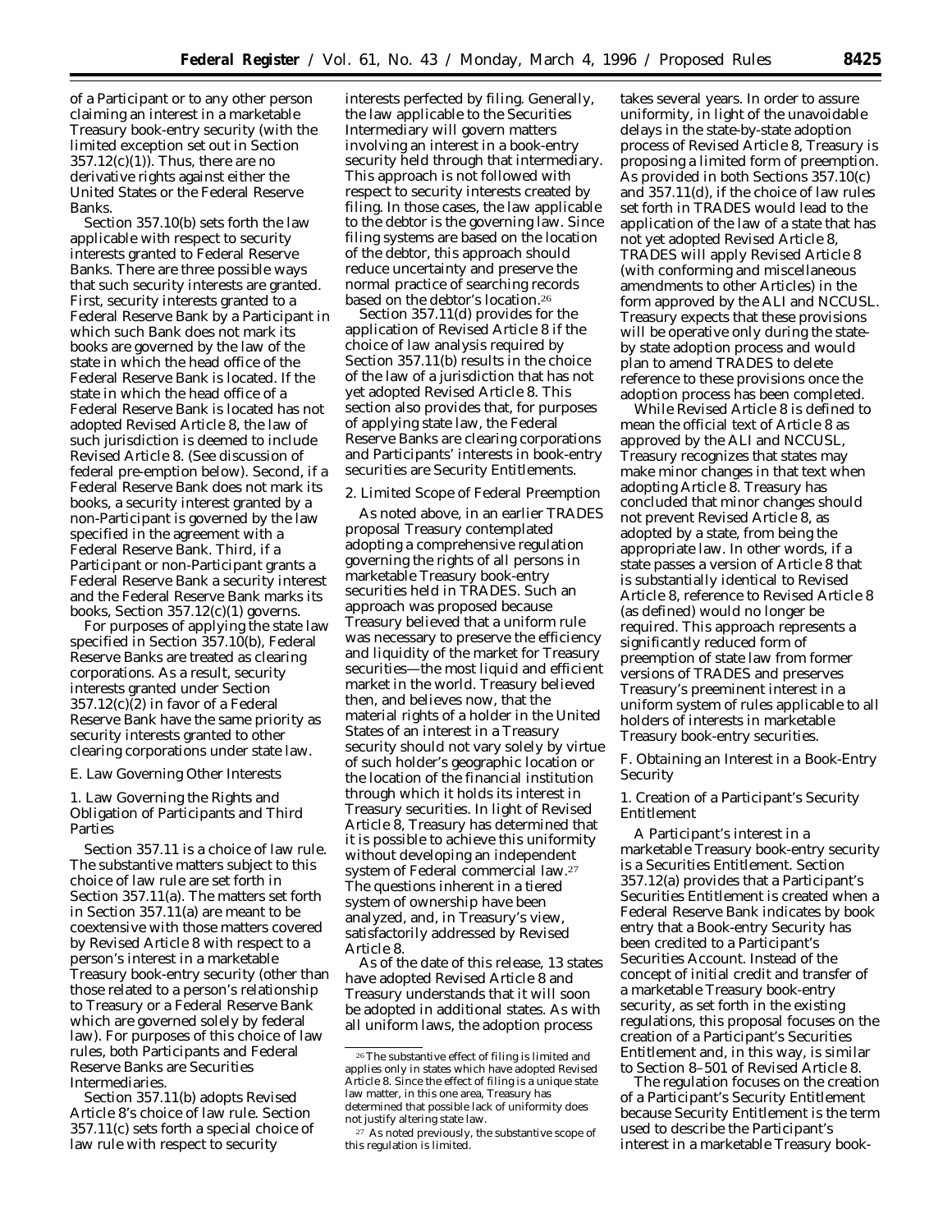of a Participant or to any other person claiming an interest in a marketable Treasury book-entry security (with the limited exception set out in Section 357.12(c)(1)). Thus, there are no derivative rights against either the United States or the Federal Reserve Banks.

Section 357.10(b) sets forth the law applicable with respect to security interests granted to Federal Reserve Banks. There are three possible ways that such security interests are granted. First, security interests granted to a Federal Reserve Bank by a Participant in which such Bank does not mark its books are governed by the law of the state in which the head office of the Federal Reserve Bank is located. If the state in which the head office of a Federal Reserve Bank is located has not adopted Revised Article 8, the law of such jurisdiction is deemed to include Revised Article 8. (See discussion of federal pre-emption below). Second, if a Federal Reserve Bank does not mark its books, a security interest granted by a non-Participant is governed by the law specified in the agreement with a Federal Reserve Bank. Third, if a Participant or non-Participant grants a Federal Reserve Bank a security interest and the Federal Reserve Bank marks its books, Section 357.12(c)(1) governs.

For purposes of applying the state law specified in Section 357.10(b), Federal Reserve Banks are treated as clearing corporations. As a result, security interests granted under Section 357.12(c)(2) in favor of a Federal Reserve Bank have the same priority as security interests granted to other clearing corporations under state law.

*E. Law Governing Other Interests*

1. Law Governing the Rights and Obligation of Participants and Third Parties

Section 357.11 is a choice of law rule. The substantive matters subject to this choice of law rule are set forth in Section 357.11(a). The matters set forth in Section 357.11(a) are meant to be coextensive with those matters covered by Revised Article 8 with respect to a person's interest in a marketable Treasury book-entry security (other than those related to a person's relationship to Treasury or a Federal Reserve Bank which are governed solely by federal law). For purposes of this choice of law rules, both Participants and Federal Reserve Banks are Securities Intermediaries.

Section 357.11(b) adopts Revised Article 8's choice of law rule. Section 357.11(c) sets forth a special choice of law rule with respect to security interests perfected by filing. Generally, the law applicable to the Securities Intermediary will govern matters involving an interest in a book-entry security held through that intermediary. This approach is not followed with respect to security interests created by filing. In those cases, the law applicable to the debtor is the governing law. Since filing systems are based on the location of the debtor, this approach should reduce uncertainty and preserve the normal practice of searching records based on the debtor's location.[26]

Section 357.11(d) provides for the application of Revised Article 8 if the choice of law analysis required by Section 357.11(b) results in the choice of the law of a jurisdiction that has not yet adopted Revised Article 8. This section also provides that, for purposes of applying state law, the Federal Reserve Banks are clearing corporations and Participants' interests in book-entry securities are Security Entitlements.

2. Limited Scope of Federal Preemption

As noted above, in an earlier TRADES proposal Treasury contemplated adopting a comprehensive regulation governing the rights of all persons in marketable Treasury book-entry securities held in TRADES. Such an approach was proposed because Treasury believed that a uniform rule was necessary to preserve the efficiency and liquidity of the market for Treasury securities—the most liquid and efficient market in the world. Treasury believed then, and believes now, that the material rights of a holder in the United States of an interest in a Treasury security should not vary solely by virtue of such holder's geographic location or the location of the financial institution through which it holds its interest in Treasury securities. In light of Revised Article 8, Treasury has determined that it is possible to achieve this uniformity without developing an independent system of Federal commercial law.[27] The questions inherent in a tiered system of ownership have been analyzed, and, in Treasury's view, satisfactorily addressed by Revised Article 8.

As of the date of this release, 13 states have adopted Revised Article 8 and Treasury understands that it will soon be adopted in additional states. As with all uniform laws, the adoption process takes several years. In order to assure uniformity, in light of the unavoidable delays in the state-by-state adoption process of Revised Article 8, Treasury is proposing a limited form of preemption. As provided in both Sections 357.10(c) and 357.11(d), if the choice of law rules set forth in TRADES would lead to the application of the law of a state that has not yet adopted Revised Article 8, TRADES will apply Revised Article 8 (with conforming and miscellaneous amendments to other Articles) in the form approved by the ALI and NCCUSL. Treasury expects that these provisions will be operative only during the state-by state adoption process and would plan to amend TRADES to delete reference to these provisions once the adoption process has been completed.

While Revised Article 8 is defined to mean the official text of Article 8 as approved by the ALI and NCCUSL, Treasury recognizes that states may make minor changes in that text when adopting Article 8. Treasury has concluded that minor changes should not prevent Revised Article 8, as adopted by a state, from being the appropriate law. In other words, if a state passes a version of Article 8 that is substantially identical to Revised Article 8, reference to Revised Article 8 (as defined) would no longer be required. This approach represents a significantly reduced form of preemption of state law from former versions of TRADES and preserves Treasury's preeminent interest in a uniform system of rules applicable to all holders of interests in marketable Treasury book-entry securities.

*F. Obtaining an Interest in a Book-Entry Security*

1. Creation of a Participant's Security Entitlement

A Participant's interest in a marketable Treasury book-entry security is a Securities Entitlement. Section 357.12(a) provides that a Participant's Securities Entitlement is created when a Federal Reserve Bank indicates by book entry that a Book-entry Security has been credited to a Participant's Securities Account. Instead of the concept of initial credit and transfer of a marketable Treasury book-entry security, as set forth in the existing regulations, this proposal focuses on the creation of a Participant's Securities Entitlement and, in this way, is similar to Section 8–501 of Revised Article 8.

The regulation focuses on the creation of a Participant's Security Entitlement because Security Entitlement is the term used to describe the Participant's interest in a marketable Treasury book-

[26] The substantive effect of filing is limited and applies only in states which have adopted Revised Article 8. Since the effect of filing is a unique state law matter, in this one area, Treasury has determined that possible lack of uniformity does not justify altering state law.

[27] As noted previously, the substantive scope of this regulation is limited.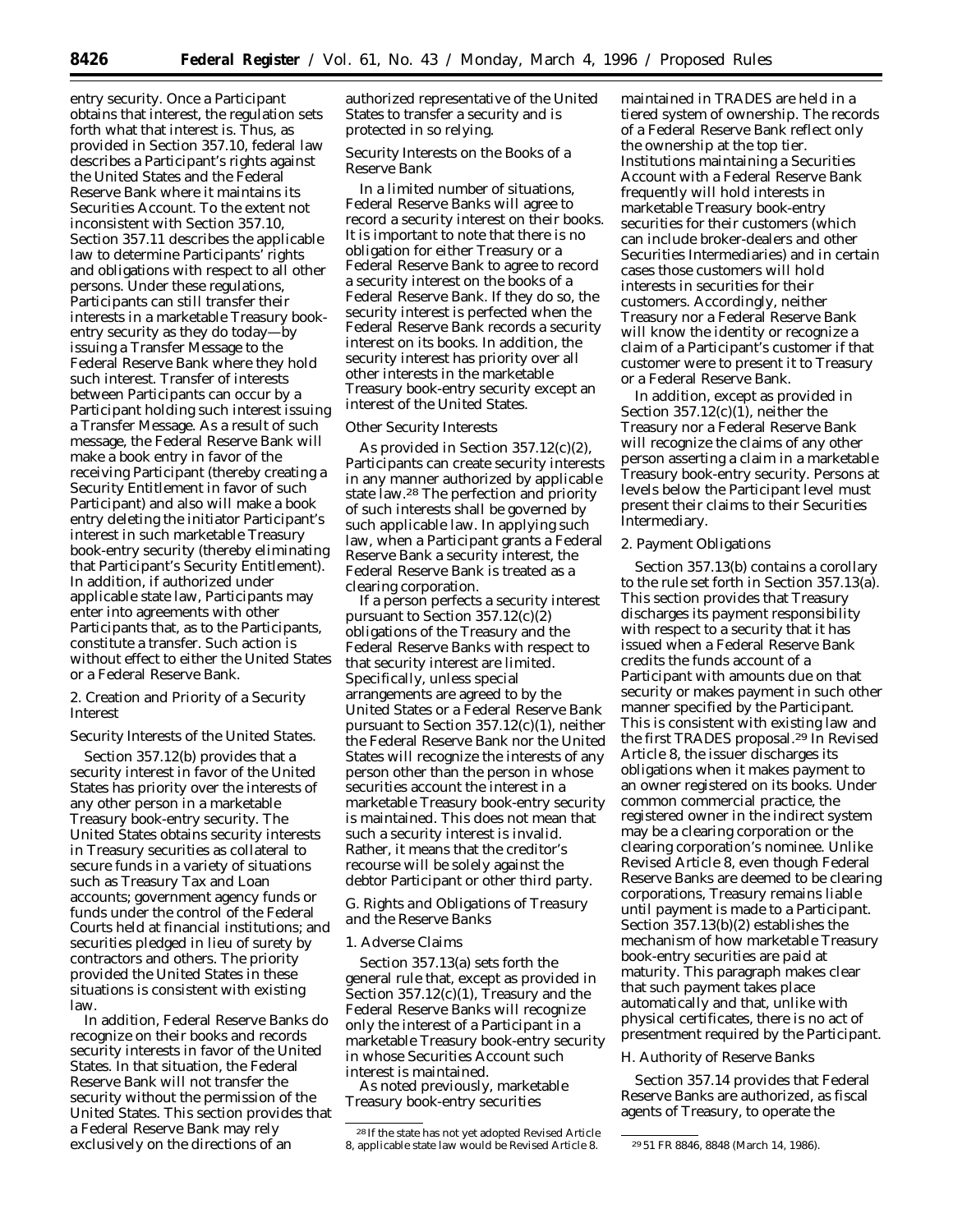entry security. Once a Participant obtains that interest, the regulation sets forth what that interest is. Thus, as provided in Section 357.10, federal law describes a Participant's rights against the United States and the Federal Reserve Bank where it maintains its Securities Account. To the extent not inconsistent with Section 357.10, Section 357.11 describes the applicable law to determine Participants' rights and obligations with respect to all other persons. Under these regulations, Participants can still transfer their interests in a marketable Treasury book-entry security as they do today—by issuing a Transfer Message to the Federal Reserve Bank where they hold such interest. Transfer of interests between Participants can occur by a Participant holding such interest issuing a Transfer Message. As a result of such message, the Federal Reserve Bank will make a book entry in favor of the receiving Participant (thereby creating a Security Entitlement in favor of such Participant) and also will make a book entry deleting the initiator Participant's interest in such marketable Treasury book-entry security (thereby eliminating that Participant's Security Entitlement). In addition, if authorized under applicable state law, Participants may enter into agreements with other Participants that, as to the Participants, constitute a transfer. Such action is without effect to either the United States or a Federal Reserve Bank.

2. Creation and Priority of a Security Interest

*Security Interests of the United States.*

Section 357.12(b) provides that a security interest in favor of the United States has priority over the interests of any other person in a marketable Treasury book-entry security. The United States obtains security interests in Treasury securities as collateral to secure funds in a variety of situations such as Treasury Tax and Loan accounts; government agency funds or funds under the control of the Federal Courts held at financial institutions; and securities pledged in lieu of surety by contractors and others. The priority provided the United States in these situations is consistent with existing law.

In addition, Federal Reserve Banks do recognize on their books and records security interests in favor of the United States. In that situation, the Federal Reserve Bank will not transfer the security without the permission of the United States. This section provides that a Federal Reserve Bank may rely exclusively on the directions of an authorized representative of the United States to transfer a security and is protected in so relying.

*Security Interests on the Books of a Reserve Bank*

In a limited number of situations, Federal Reserve Banks will agree to record a security interest on their books. It is important to note that there is no obligation for either Treasury or a Federal Reserve Bank to agree to record a security interest on the books of a Federal Reserve Bank. If they do so, the security interest is perfected when the Federal Reserve Bank records a security interest on its books. In addition, the security interest has priority over all other interests in the marketable Treasury book-entry security except an interest of the United States.

*Other Security Interests*

As provided in Section 357.12(c)(2), Participants can create security interests in any manner authorized by applicable state law.[28] The perfection and priority of such interests shall be governed by such applicable law. In applying such law, when a Participant grants a Federal Reserve Bank a security interest, the Federal Reserve Bank is treated as a clearing corporation.

If a person perfects a security interest pursuant to Section 357.12(c)(2) obligations of the Treasury and the Federal Reserve Banks with respect to that security interest are limited. Specifically, unless special arrangements are agreed to by the United States or a Federal Reserve Bank pursuant to Section 357.12(c)(1), neither the Federal Reserve Bank nor the United States will recognize the interests of any person other than the person in whose securities account the interest in a marketable Treasury book-entry security is maintained. This does not mean that such a security interest is invalid. Rather, it means that the creditor's recourse will be solely against the debtor Participant or other third party.

*G. Rights and Obligations of Treasury and the Reserve Banks*

1. Adverse Claims

Section 357.13(a) sets forth the general rule that, except as provided in Section 357.12(c)(1), Treasury and the Federal Reserve Banks will recognize only the interest of a Participant in a marketable Treasury book-entry security in whose Securities Account such interest is maintained.

As noted previously, marketable Treasury book-entry securities maintained in TRADES are held in a tiered system of ownership. The records of a Federal Reserve Bank reflect only the ownership at the top tier. Institutions maintaining a Securities Account with a Federal Reserve Bank frequently will hold interests in marketable Treasury book-entry securities for their customers (which can include broker-dealers and other Securities Intermediaries) and in certain cases those customers will hold interests in securities for their customers. Accordingly, neither Treasury nor a Federal Reserve Bank will know the identity or recognize a claim of a Participant's customer if that customer were to present it to Treasury or a Federal Reserve Bank.

In addition, except as provided in Section 357.12(c)(1), neither the Treasury nor a Federal Reserve Bank will recognize the claims of any other person asserting a claim in a marketable Treasury book-entry security. Persons at levels below the Participant level must present their claims to their Securities Intermediary.

2. Payment Obligations

Section 357.13(b) contains a corollary to the rule set forth in Section 357.13(a). This section provides that Treasury discharges its payment responsibility with respect to a security that it has issued when a Federal Reserve Bank credits the funds account of a Participant with amounts due on that security or makes payment in such other manner specified by the Participant. This is consistent with existing law and the first TRADES proposal.[29] In Revised Article 8, the issuer discharges its obligations when it makes payment to an owner registered on its books. Under common commercial practice, the registered owner in the indirect system may be a clearing corporation or the clearing corporation's nominee. Unlike Revised Article 8, even though Federal Reserve Banks are deemed to be clearing corporations, Treasury remains liable until payment is made to a Participant. Section 357.13(b)(2) establishes the mechanism of how marketable Treasury book-entry securities are paid at maturity. This paragraph makes clear that such payment takes place automatically and that, unlike with physical certificates, there is no act of presentment required by the Participant.

*H. Authority of Reserve Banks*

Section 357.14 provides that Federal Reserve Banks are authorized, as fiscal agents of Treasury, to operate the

---

[28] If the state has not yet adopted Revised Article 8, applicable state law would be Revised Article 8.

[29] 51 FR 8846, 8848 (March 14, 1986).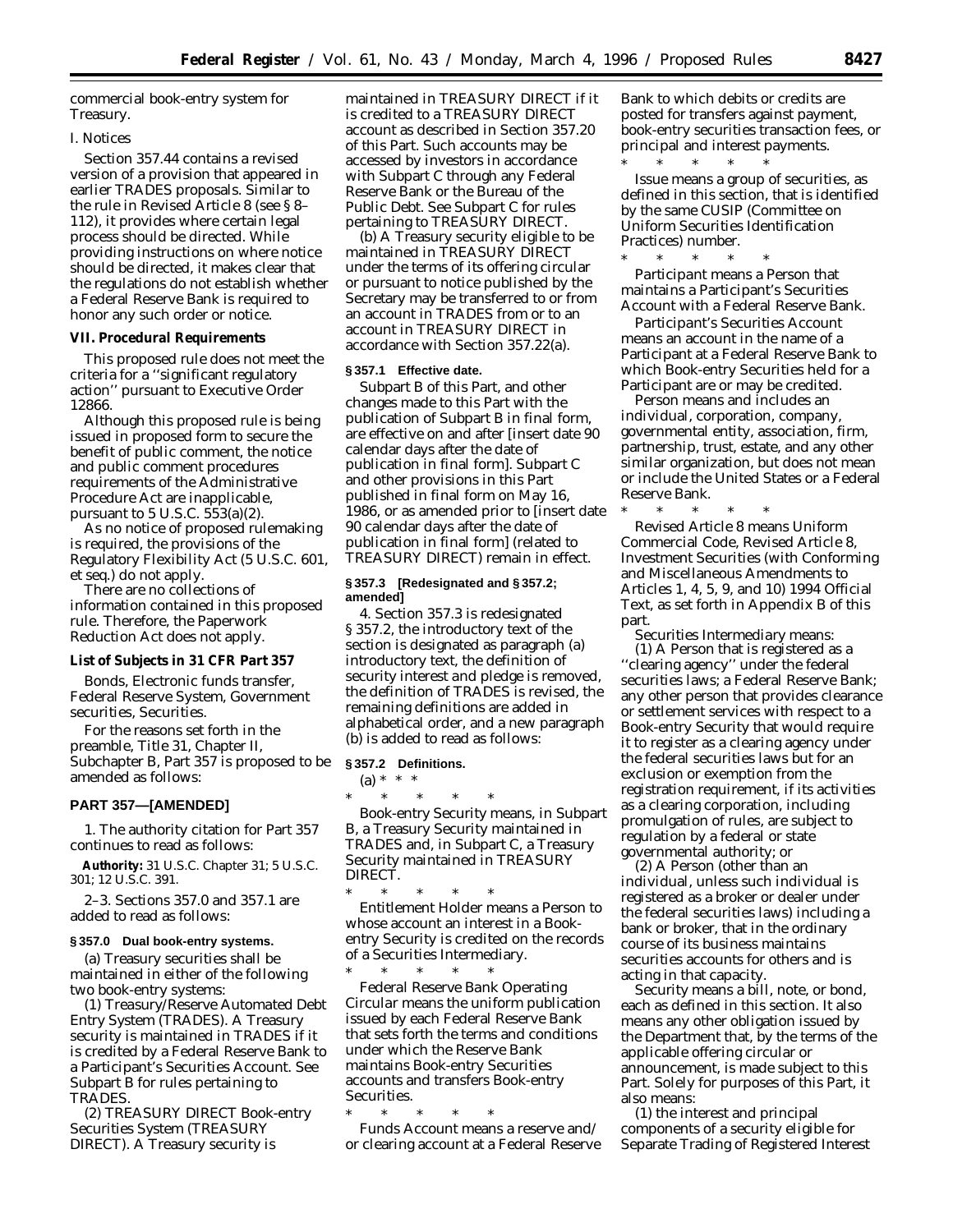commercial book-entry system for Treasury.

I. Notices

Section 357.44 contains a revised version of a provision that appeared in earlier TRADES proposals. Similar to the rule in Revised Article 8 (see § 8–112), it provides where certain legal process should be directed. While providing instructions on where notice should be directed, it makes clear that the regulations do not establish whether a Federal Reserve Bank is required to honor any such order or notice.

**VII. Procedural Requirements**

This proposed rule does not meet the criteria for a ''significant regulatory action'' pursuant to Executive Order 12866.

Although this proposed rule is being issued in proposed form to secure the benefit of public comment, the notice and public comment procedures requirements of the Administrative Procedure Act are inapplicable, pursuant to 5 U.S.C. 553(a)(2).

As no notice of proposed rulemaking is required, the provisions of the Regulatory Flexibility Act (5 U.S.C. 601, et seq.) do not apply.

There are no collections of information contained in this proposed rule. Therefore, the Paperwork Reduction Act does not apply.

**List of Subjects in 31 CFR Part 357**

Bonds, Electronic funds transfer, Federal Reserve System, Government securities, Securities.

For the reasons set forth in the preamble, Title 31, Chapter II, Subchapter B, Part 357 is proposed to be amended as follows:

**PART 357—[AMENDED]**

1. The authority citation for Part 357 continues to read as follows:

**Authority:** 31 U.S.C. Chapter 31; 5 U.S.C. 301; 12 U.S.C. 391.

2–3. Sections 357.0 and 357.1 are added to read as follows:

**§ 357.0 Dual book-entry systems.**

(a) Treasury securities shall be maintained in either of the following two book-entry systems:

(1) Treasury/Reserve Automated Debt Entry System (TRADES). A Treasury security is maintained in TRADES if it is credited by a Federal Reserve Bank to a Participant's Securities Account. See Subpart B for rules pertaining to TRADES.

(2) TREASURY DIRECT Book-entry Securities System (TREASURY DIRECT). A Treasury security is maintained in TREASURY DIRECT if it is credited to a TREASURY DIRECT account as described in Section 357.20 of this Part. Such accounts may be accessed by investors in accordance with Subpart C through any Federal Reserve Bank or the Bureau of the Public Debt. See Subpart C for rules pertaining to TREASURY DIRECT.

(b) A Treasury security eligible to be maintained in TREASURY DIRECT under the terms of its offering circular or pursuant to notice published by the Secretary may be transferred to or from an account in TRADES from or to an account in TREASURY DIRECT in accordance with Section 357.22(a).

**§ 357.1 Effective date.**

Subpart B of this Part, and other changes made to this Part with the publication of Subpart B in final form, are effective on and after [insert date 90 calendar days after the date of publication in final form]. Subpart C and other provisions in this Part published in final form on May 16, 1986, or as amended prior to [insert date 90 calendar days after the date of publication in final form] (related to TREASURY DIRECT) remain in effect.

**§ 357.3 [Redesignated and § 357.2; amended]**

4. Section 357.3 is redesignated § 357.2, the introductory text of the section is designated as paragraph (a) introductory text, the definition of security interest and pledge is removed, the definition of TRADES is revised, the remaining definitions are added in alphabetical order, and a new paragraph (b) is added to read as follows:

**§ 357.2 Definitions.**

(a) * * *

\* \* \* \* \*

*Book-entry Security* means, in Subpart B, a Treasury Security maintained in TRADES and, in Subpart C, a Treasury Security maintained in TREASURY DIRECT.

\* \* \* \* \*

*Entitlement Holder* means a Person to whose account an interest in a Book-entry Security is credited on the records of a Securities Intermediary.

\* \* \* \* \*

*Federal Reserve Bank Operating Circular* means the uniform publication issued by each Federal Reserve Bank that sets forth the terms and conditions under which the Reserve Bank maintains Book-entry Securities accounts and transfers Book-entry Securities.

\* \* \* \* \*

*Funds Account* means a reserve and/or clearing account at a Federal Reserve Bank to which debits or credits are posted for transfers against payment, book-entry securities transaction fees, or principal and interest payments.

\* \* \* \* \*

*Issue* means a group of securities, as defined in this section, that is identified by the same CUSIP (Committee on Uniform Securities Identification Practices) number.

\* \* \* \* \*

*Participant* means a Person that maintains a Participant's Securities Account with a Federal Reserve Bank.

*Participant's Securities Account* means an account in the name of a Participant at a Federal Reserve Bank to which Book-entry Securities held for a Participant are or may be credited.

*Person* means and includes an individual, corporation, company, governmental entity, association, firm, partnership, trust, estate, and any other similar organization, but does not mean or include the United States or a Federal Reserve Bank.

\* \* \* \* \*

*Revised Article 8* means Uniform Commercial Code, Revised Article 8, Investment Securities (with Conforming and Miscellaneous Amendments to Articles 1, 4, 5, 9, and 10) 1994 Official Text, as set forth in Appendix B of this part.

*Securities Intermediary* means:

(1) A Person that is registered as a ''clearing agency'' under the federal securities laws; a Federal Reserve Bank; any other person that provides clearance or settlement services with respect to a Book-entry Security that would require it to register as a clearing agency under the federal securities laws but for an exclusion or exemption from the registration requirement, if its activities as a clearing corporation, including promulgation of rules, are subject to regulation by a federal or state governmental authority; or

(2) A Person (other than an individual, unless such individual is registered as a broker or dealer under the federal securities laws) including a bank or broker, that in the ordinary course of its business maintains securities accounts for others and is acting in that capacity.

*Security* means a bill, note, or bond, each as defined in this section. It also means any other obligation issued by the Department that, by the terms of the applicable offering circular or announcement, is made subject to this Part. Solely for purposes of this Part, it also means:

(1) the interest and principal components of a security eligible for Separate Trading of Registered Interest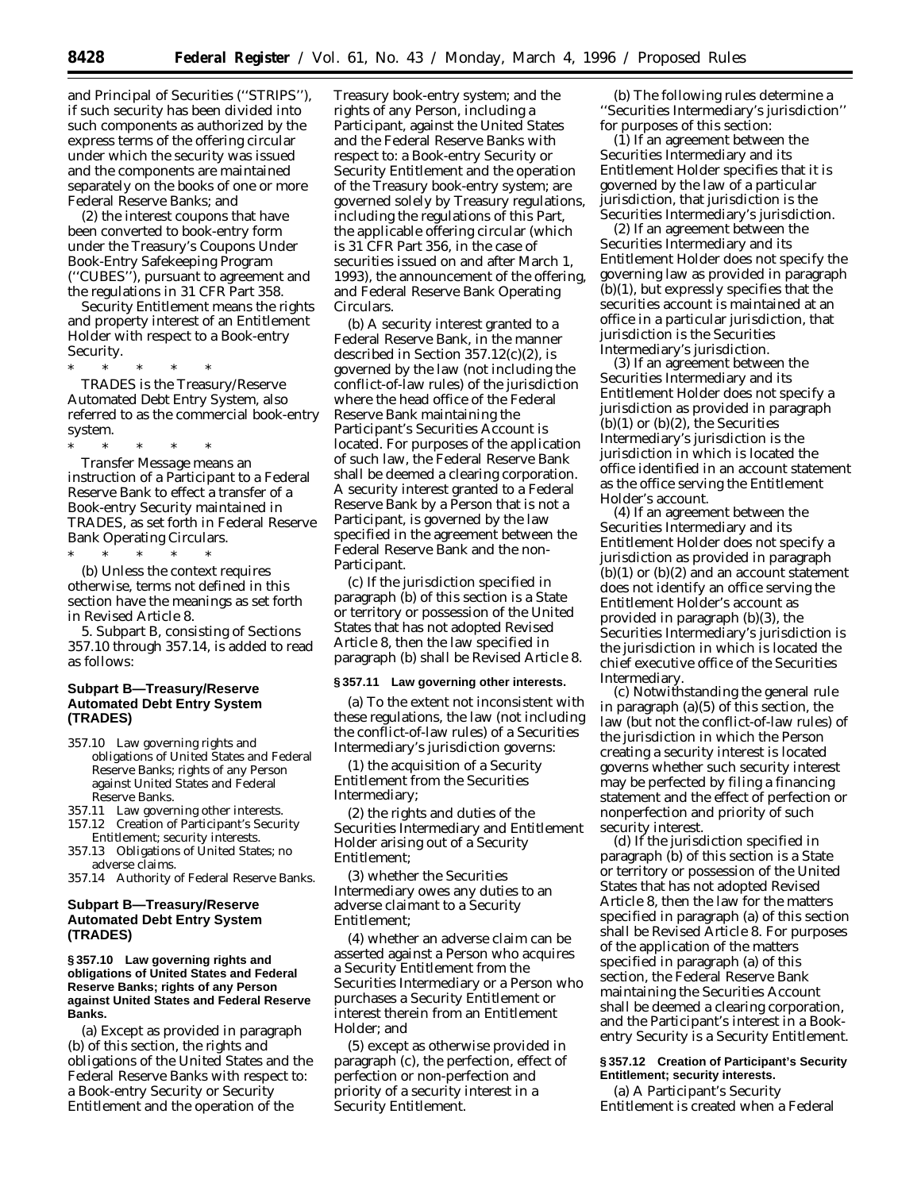and Principal of Securities (''STRIPS''), if such security has been divided into such components as authorized by the express terms of the offering circular under which the security was issued and the components are maintained separately on the books of one or more Federal Reserve Banks; and

(2) the interest coupons that have been converted to book-entry form under the Treasury's Coupons Under Book-Entry Safekeeping Program (''CUBES''), pursuant to agreement and the regulations in 31 CFR Part 358.

*Security Entitlement* means the rights and property interest of an Entitlement Holder with respect to a Book-entry Security.

\* \* \* \* \*

*TRADES* is the Treasury/Reserve Automated Debt Entry System, also referred to as the commercial book-entry system.

\* \* \* \* \*

*Transfer Message* means an instruction of a Participant to a Federal Reserve Bank to effect a transfer of a Book-entry Security maintained in TRADES, as set forth in Federal Reserve Bank Operating Circulars.

\* \* \* \* \*

(b) Unless the context requires otherwise, terms not defined in this section have the meanings as set forth in Revised Article 8.

5. Subpart B, consisting of Sections 357.10 through 357.14, is added to read as follows:

## Subpart B—Treasury/Reserve Automated Debt Entry System (TRADES)

357.10 Law governing rights and obligations of United States and Federal Reserve Banks; rights of any Person against United States and Federal Reserve Banks.
357.11 Law governing other interests.
157.12 Creation of Participant's Security Entitlement; security interests.
357.13 Obligations of United States; no adverse claims.
357.14 Authority of Federal Reserve Banks.

## Subpart B—Treasury/Reserve Automated Debt Entry System (TRADES)

**§ 357.10 Law governing rights and obligations of United States and Federal Reserve Banks; rights of any Person against United States and Federal Reserve Banks.**

(a) Except as provided in paragraph (b) of this section, the rights and obligations of the United States and the Federal Reserve Banks with respect to: a Book-entry Security or Security Entitlement and the operation of the Treasury book-entry system; and the rights of any Person, including a Participant, against the United States and the Federal Reserve Banks with respect to: a Book-entry Security or Security Entitlement and the operation of the Treasury book-entry system; are governed solely by Treasury regulations, including the regulations of this Part, the applicable offering circular (which is 31 CFR Part 356, in the case of securities issued on and after March 1, 1993), the announcement of the offering, and Federal Reserve Bank Operating Circulars.

(b) A security interest granted to a Federal Reserve Bank, in the manner described in Section 357.12(c)(2), is governed by the law (not including the conflict-of-law rules) of the jurisdiction where the head office of the Federal Reserve Bank maintaining the Participant's Securities Account is located. For purposes of the application of such law, the Federal Reserve Bank shall be deemed a clearing corporation. A security interest granted to a Federal Reserve Bank by a Person that is not a Participant, is governed by the law specified in the agreement between the Federal Reserve Bank and the non-Participant.

(c) If the jurisdiction specified in paragraph (b) of this section is a State or territory or possession of the United States that has not adopted Revised Article 8, then the law specified in paragraph (b) shall be Revised Article 8.

**§ 357.11 Law governing other interests.**

(a) To the extent not inconsistent with these regulations, the law (not including the conflict-of-law rules) of a Securities Intermediary's jurisdiction governs:

(1) the acquisition of a Security Entitlement from the Securities Intermediary;

(2) the rights and duties of the Securities Intermediary and Entitlement Holder arising out of a Security Entitlement;

(3) whether the Securities Intermediary owes any duties to an adverse claimant to a Security Entitlement;

(4) whether an adverse claim can be asserted against a Person who acquires a Security Entitlement from the Securities Intermediary or a Person who purchases a Security Entitlement or interest therein from an Entitlement Holder; and

(5) except as otherwise provided in paragraph (c), the perfection, effect of perfection or non-perfection and priority of a security interest in a Security Entitlement.

(b) The following rules determine a ''Securities Intermediary's jurisdiction'' for purposes of this section:

(1) If an agreement between the Securities Intermediary and its Entitlement Holder specifies that it is governed by the law of a particular jurisdiction, that jurisdiction is the Securities Intermediary's jurisdiction.

(2) If an agreement between the Securities Intermediary and its Entitlement Holder does not specify the governing law as provided in paragraph (b)(1), but expressly specifies that the securities account is maintained at an office in a particular jurisdiction, that jurisdiction is the Securities Intermediary's jurisdiction.

(3) If an agreement between the Securities Intermediary and its Entitlement Holder does not specify a jurisdiction as provided in paragraph (b)(1) or (b)(2), the Securities Intermediary's jurisdiction is the jurisdiction in which is located the office identified in an account statement as the office serving the Entitlement Holder's account.

(4) If an agreement between the Securities Intermediary and its Entitlement Holder does not specify a jurisdiction as provided in paragraph (b)(1) or (b)(2) and an account statement does not identify an office serving the Entitlement Holder's account as provided in paragraph (b)(3), the Securities Intermediary's jurisdiction is the jurisdiction in which is located the chief executive office of the Securities Intermediary.

(c) Notwithstanding the general rule in paragraph (a)(5) of this section, the law (but not the conflict-of-law rules) of the jurisdiction in which the Person creating a security interest is located governs whether such security interest may be perfected by filing a financing statement and the effect of perfection or nonperfection and priority of such security interest.

(d) If the jurisdiction specified in paragraph (b) of this section is a State or territory or possession of the United States that has not adopted Revised Article 8, then the law for the matters specified in paragraph (a) of this section shall be Revised Article 8. For purposes of the application of the matters specified in paragraph (a) of this section, the Federal Reserve Bank maintaining the Securities Account shall be deemed a clearing corporation, and the Participant's interest in a Book-entry Security is a Security Entitlement.

**§ 357.12 Creation of Participant's Security Entitlement; security interests.**

(a) A Participant's Security Entitlement is created when a Federal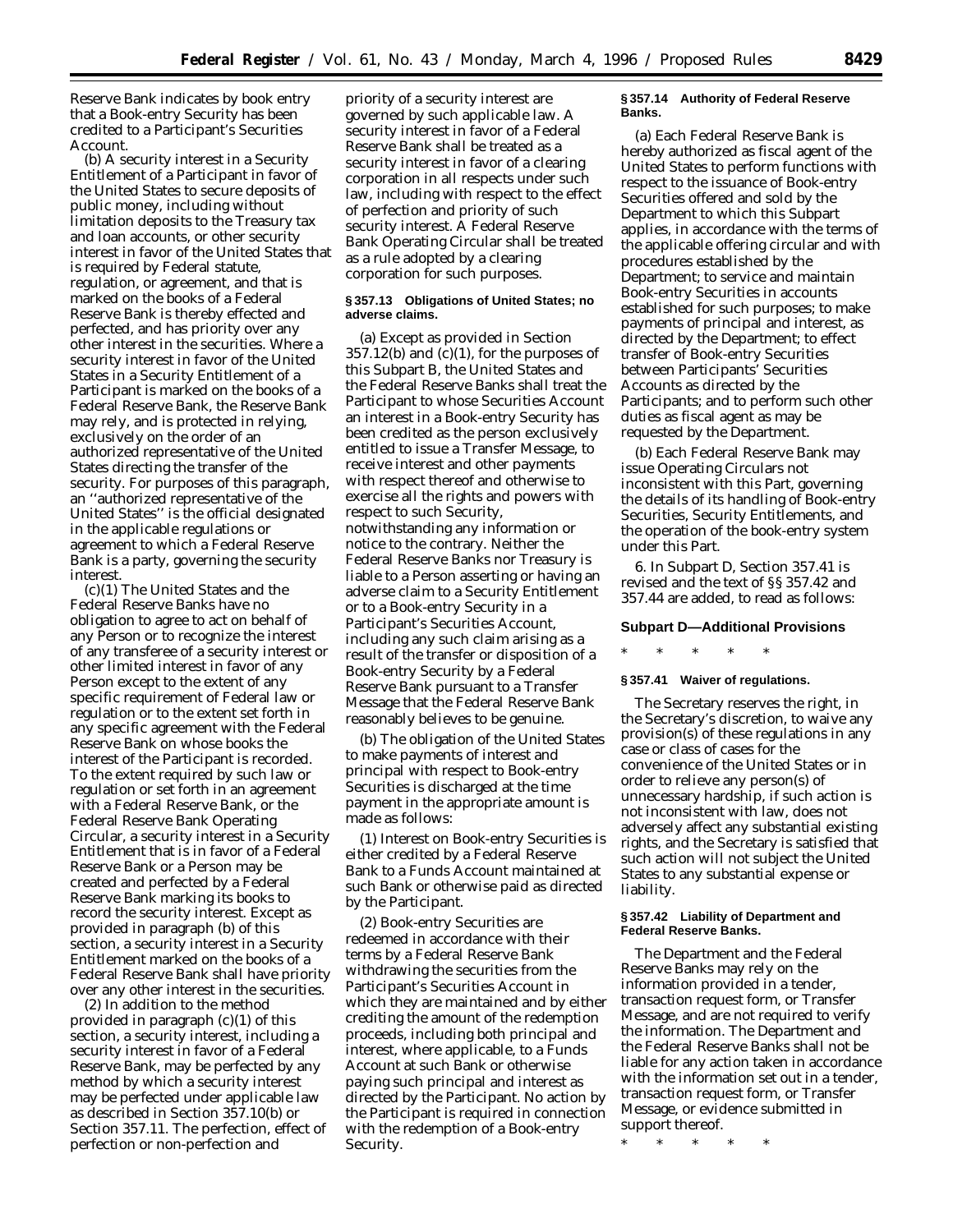Reserve Bank indicates by book entry that a Book-entry Security has been credited to a Participant's Securities Account.

(b) A security interest in a Security Entitlement of a Participant in favor of the United States to secure deposits of public money, including without limitation deposits to the Treasury tax and loan accounts, or other security interest in favor of the United States that is required by Federal statute, regulation, or agreement, and that is marked on the books of a Federal Reserve Bank is thereby effected and perfected, and has priority over any other interest in the securities. Where a security interest in favor of the United States in a Security Entitlement of a Participant is marked on the books of a Federal Reserve Bank, the Reserve Bank may rely, and is protected in relying, exclusively on the order of an authorized representative of the United States directing the transfer of the security. For purposes of this paragraph, an ''authorized representative of the United States'' is the official designated in the applicable regulations or agreement to which a Federal Reserve Bank is a party, governing the security interest.

(c)(1) The United States and the Federal Reserve Banks have no obligation to agree to act on behalf of any Person or to recognize the interest of any transferee of a security interest or other limited interest in favor of any Person except to the extent of any specific requirement of Federal law or regulation or to the extent set forth in any specific agreement with the Federal Reserve Bank on whose books the interest of the Participant is recorded. To the extent required by such law or regulation or set forth in an agreement with a Federal Reserve Bank, or the Federal Reserve Bank Operating Circular, a security interest in a Security Entitlement that is in favor of a Federal Reserve Bank or a Person may be created and perfected by a Federal Reserve Bank marking its books to record the security interest. Except as provided in paragraph (b) of this section, a security interest in a Security Entitlement marked on the books of a Federal Reserve Bank shall have priority over any other interest in the securities.

(2) In addition to the method provided in paragraph (c)(1) of this section, a security interest, including a security interest in favor of a Federal Reserve Bank, may be perfected by any method by which a security interest may be perfected under applicable law as described in Section 357.10(b) or Section 357.11. The perfection, effect of perfection or non-perfection and priority of a security interest are governed by such applicable law. A security interest in favor of a Federal Reserve Bank shall be treated as a security interest in favor of a clearing corporation in all respects under such law, including with respect to the effect of perfection and priority of such security interest. A Federal Reserve Bank Operating Circular shall be treated as a rule adopted by a clearing corporation for such purposes.

**§ 357.13 Obligations of United States; no adverse claims.**

(a) Except as provided in Section 357.12(b) and (c)(1), for the purposes of this Subpart B, the United States and the Federal Reserve Banks shall treat the Participant to whose Securities Account an interest in a Book-entry Security has been credited as the person exclusively entitled to issue a Transfer Message, to receive interest and other payments with respect thereof and otherwise to exercise all the rights and powers with respect to such Security, notwithstanding any information or notice to the contrary. Neither the Federal Reserve Banks nor Treasury is liable to a Person asserting or having an adverse claim to a Security Entitlement or to a Book-entry Security in a Participant's Securities Account, including any such claim arising as a result of the transfer or disposition of a Book-entry Security by a Federal Reserve Bank pursuant to a Transfer Message that the Federal Reserve Bank reasonably believes to be genuine.

(b) The obligation of the United States to make payments of interest and principal with respect to Book-entry Securities is discharged at the time payment in the appropriate amount is made as follows:

(1) Interest on Book-entry Securities is either credited by a Federal Reserve Bank to a Funds Account maintained at such Bank or otherwise paid as directed by the Participant.

(2) Book-entry Securities are redeemed in accordance with their terms by a Federal Reserve Bank withdrawing the securities from the Participant's Securities Account in which they are maintained and by either crediting the amount of the redemption proceeds, including both principal and interest, where applicable, to a Funds Account at such Bank or otherwise paying such principal and interest as directed by the Participant. No action by the Participant is required in connection with the redemption of a Book-entry Security.

**§ 357.14 Authority of Federal Reserve Banks.**

(a) Each Federal Reserve Bank is hereby authorized as fiscal agent of the United States to perform functions with respect to the issuance of Book-entry Securities offered and sold by the Department to which this Subpart applies, in accordance with the terms of the applicable offering circular and with procedures established by the Department; to service and maintain Book-entry Securities in accounts established for such purposes; to make payments of principal and interest, as directed by the Department; to effect transfer of Book-entry Securities between Participants' Securities Accounts as directed by the Participants; and to perform such other duties as fiscal agent as may be requested by the Department.

(b) Each Federal Reserve Bank may issue Operating Circulars not inconsistent with this Part, governing the details of its handling of Book-entry Securities, Security Entitlements, and the operation of the book-entry system under this Part.

6. In Subpart D, Section 357.41 is revised and the text of §§ 357.42 and 357.44 are added, to read as follows:

## Subpart D—Additional Provisions

\* \* \* \* \*

**§ 357.41 Waiver of regulations.**

The Secretary reserves the right, in the Secretary's discretion, to waive any provision(s) of these regulations in any case or class of cases for the convenience of the United States or in order to relieve any person(s) of unnecessary hardship, if such action is not inconsistent with law, does not adversely affect any substantial existing rights, and the Secretary is satisfied that such action will not subject the United States to any substantial expense or liability.

**§ 357.42 Liability of Department and Federal Reserve Banks.**

The Department and the Federal Reserve Banks may rely on the information provided in a tender, transaction request form, or Transfer Message, and are not required to verify the information. The Department and the Federal Reserve Banks shall not be liable for any action taken in accordance with the information set out in a tender, transaction request form, or Transfer Message, or evidence submitted in support thereof.

\* \* \* \* \*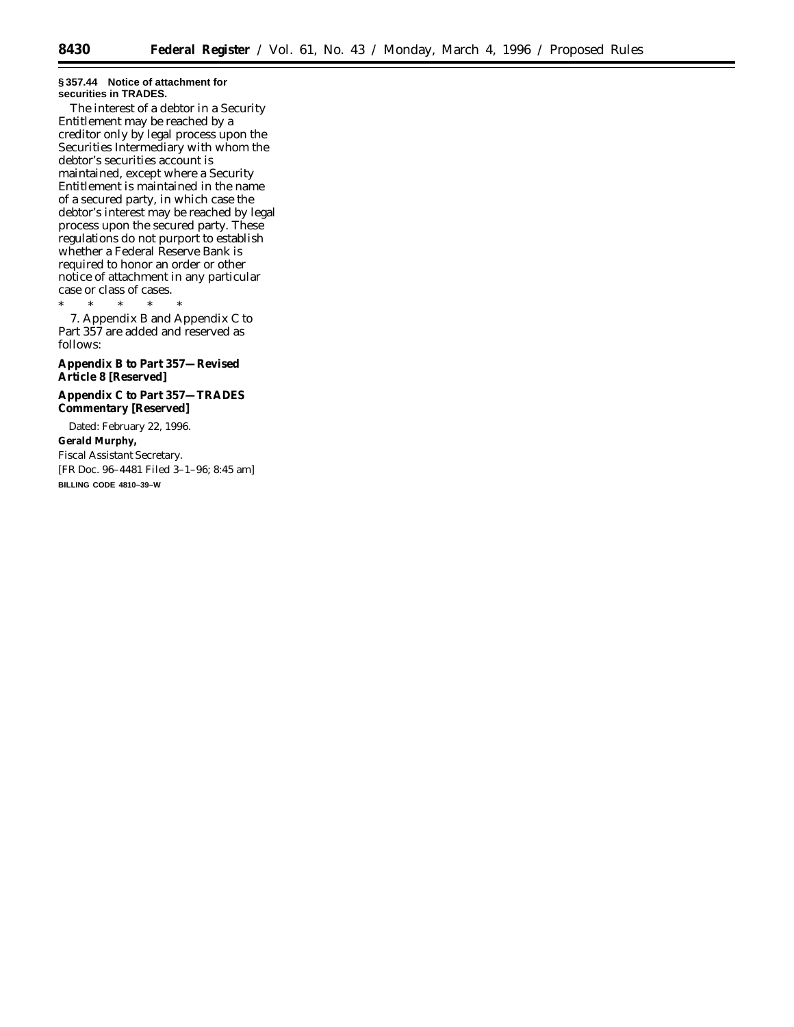**§ 357.44 Notice of attachment for securities in TRADES.**

The interest of a debtor in a Security Entitlement may be reached by a creditor only by legal process upon the Securities Intermediary with whom the debtor's securities account is maintained, except where a Security Entitlement is maintained in the name of a secured party, in which case the debtor's interest may be reached by legal process upon the secured party. These regulations do not purport to establish whether a Federal Reserve Bank is required to honor an order or other notice of attachment in any particular case or class of cases.

\* \* \* \* \*

7. Appendix B and Appendix C to Part 357 are added and reserved as follows:

**Appendix B to Part 357—Revised Article 8 [Reserved]**

**Appendix C to Part 357—TRADES Commentary [Reserved]**

Dated: February 22, 1996.

**Gerald Murphy,**

*Fiscal Assistant Secretary.*

[FR Doc. 96–4481 Filed 3–1–96; 8:45 am]

BILLING CODE 4810–39–W